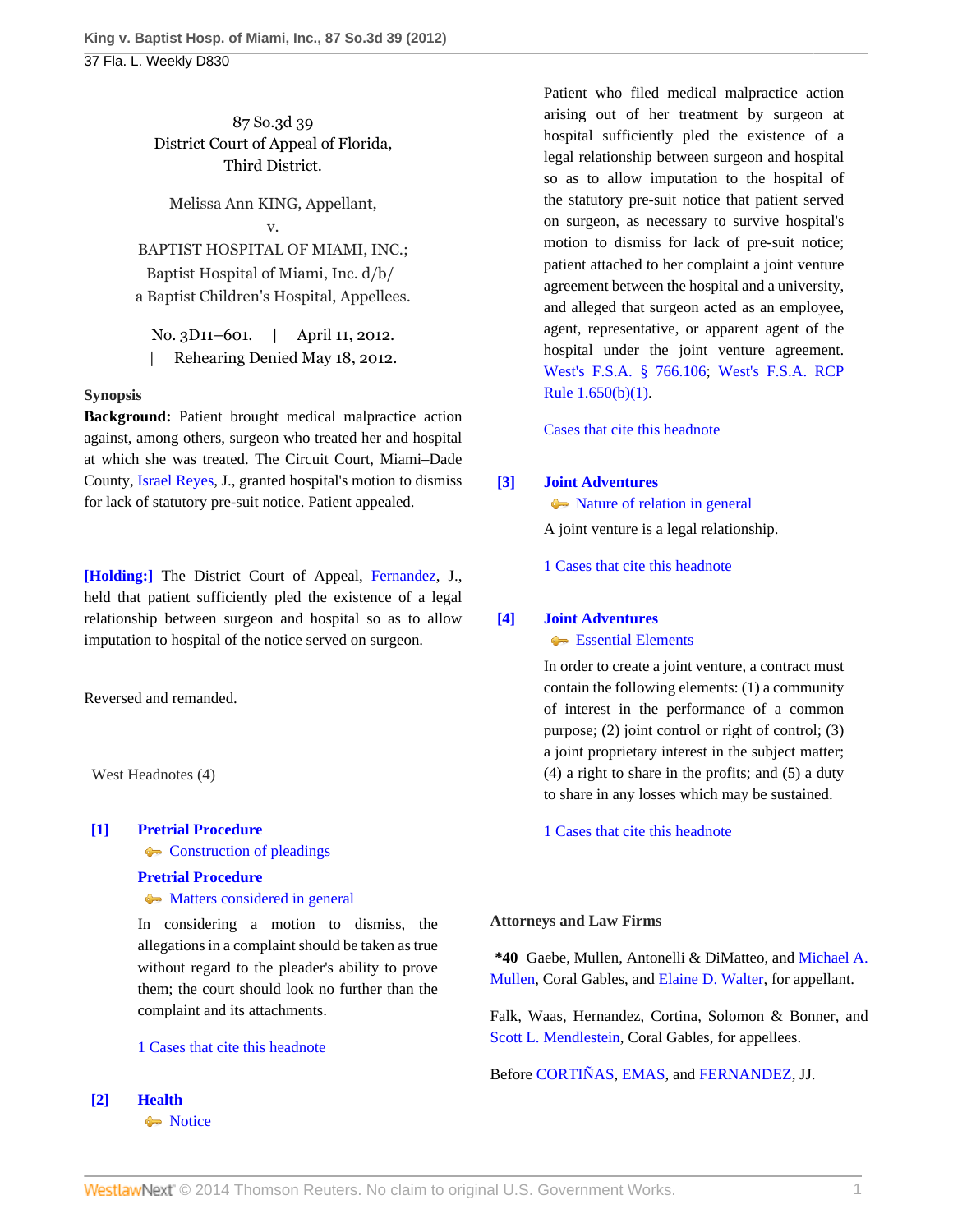87 So.3d 39
District Court of Appeal of Florida,
Third District.

Melissa Ann KING, Appellant,
v.
BAPTIST HOSPITAL OF MIAMI, INC.;
Baptist Hospital of Miami, Inc. d/b/
a Baptist Children's Hospital, Appellees.

No. 3D11–601. | April 11, 2012.
| Rehearing Denied May 18, 2012.

**Synopsis**

**Background:** Patient brought medical malpractice action against, among others, surgeon who treated her and hospital at which she was treated. The Circuit Court, Miami–Dade County, Israel Reyes, J., granted hospital's motion to dismiss for lack of statutory pre-suit notice. Patient appealed.

**[Holding:]** The District Court of Appeal, Fernandez, J., held that patient sufficiently pled the existence of a legal relationship between surgeon and hospital so as to allow imputation to hospital of the notice served on surgeon.

Reversed and remanded.

West Headnotes (4)

**[1] Pretrial Procedure**
Construction of pleadings
**Pretrial Procedure**
Matters considered in general

In considering a motion to dismiss, the allegations in a complaint should be taken as true without regard to the pleader's ability to prove them; the court should look no further than the complaint and its attachments.

1 Cases that cite this headnote

**[2] Health**
Notice

Patient who filed medical malpractice action arising out of her treatment by surgeon at hospital sufficiently pled the existence of a legal relationship between surgeon and hospital so as to allow imputation to the hospital of the statutory pre-suit notice that patient served on surgeon, as necessary to survive hospital's motion to dismiss for lack of pre-suit notice; patient attached to her complaint a joint venture agreement between the hospital and a university, and alleged that surgeon acted as an employee, agent, representative, or apparent agent of the hospital under the joint venture agreement. West's F.S.A. § 766.106; West's F.S.A. RCP Rule 1.650(b)(1).

Cases that cite this headnote

**[3] Joint Adventures**
Nature of relation in general

A joint venture is a legal relationship.

1 Cases that cite this headnote

**[4] Joint Adventures**
Essential Elements

In order to create a joint venture, a contract must contain the following elements: (1) a community of interest in the performance of a common purpose; (2) joint control or right of control; (3) a joint proprietary interest in the subject matter; (4) a right to share in the profits; and (5) a duty to share in any losses which may be sustained.

1 Cases that cite this headnote

**Attorneys and Law Firms**

**\*40** Gaebe, Mullen, Antonelli & DiMatteo, and Michael A. Mullen, Coral Gables, and Elaine D. Walter, for appellant.

Falk, Waas, Hernandez, Cortina, Solomon & Bonner, and Scott L. Mendlestein, Coral Gables, for appellees.

Before CORTIÑAS, EMAS, and FERNANDEZ, JJ.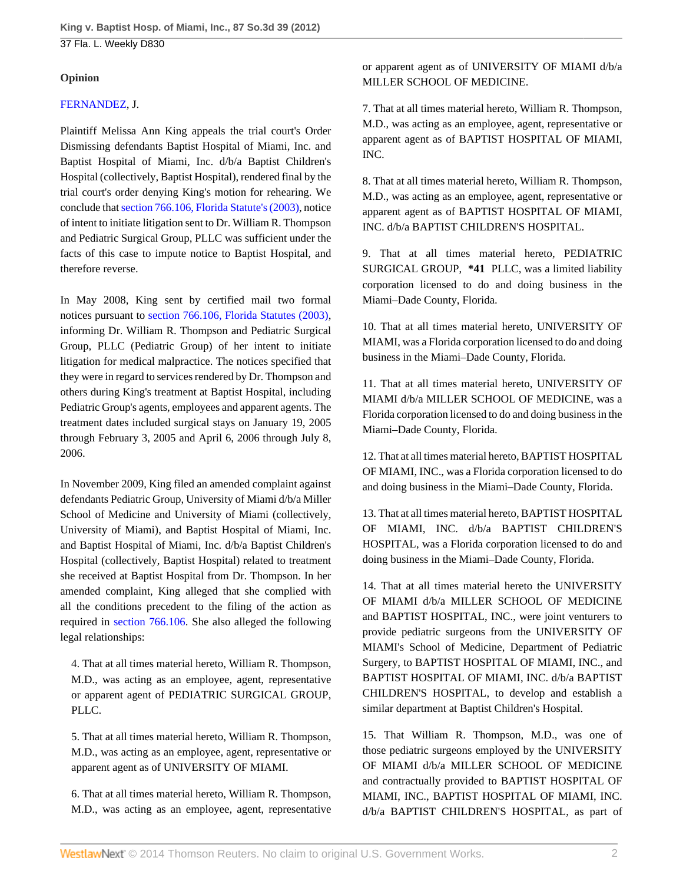## Opinion

FERNANDEZ, J.

Plaintiff Melissa Ann King appeals the trial court's Order Dismissing defendants Baptist Hospital of Miami, Inc. and Baptist Hospital of Miami, Inc. d/b/a Baptist Children's Hospital (collectively, Baptist Hospital), rendered final by the trial court's order denying King's motion for rehearing. We conclude that section 766.106, Florida Statute's (2003), notice of intent to initiate litigation sent to Dr. William R. Thompson and Pediatric Surgical Group, PLLC was sufficient under the facts of this case to impute notice to Baptist Hospital, and therefore reverse.

In May 2008, King sent by certified mail two formal notices pursuant to section 766.106, Florida Statutes (2003), informing Dr. William R. Thompson and Pediatric Surgical Group, PLLC (Pediatric Group) of her intent to initiate litigation for medical malpractice. The notices specified that they were in regard to services rendered by Dr. Thompson and others during King's treatment at Baptist Hospital, including Pediatric Group's agents, employees and apparent agents. The treatment dates included surgical stays on January 19, 2005 through February 3, 2005 and April 6, 2006 through July 8, 2006.

In November 2009, King filed an amended complaint against defendants Pediatric Group, University of Miami d/b/a Miller School of Medicine and University of Miami (collectively, University of Miami), and Baptist Hospital of Miami, Inc. and Baptist Hospital of Miami, Inc. d/b/a Baptist Children's Hospital (collectively, Baptist Hospital) related to treatment she received at Baptist Hospital from Dr. Thompson. In her amended complaint, King alleged that she complied with all the conditions precedent to the filing of the action as required in section 766.106. She also alleged the following legal relationships:

> 4. That at all times material hereto, William R. Thompson, M.D., was acting as an employee, agent, representative or apparent agent of PEDIATRIC SURGICAL GROUP, PLLC.
>
> 5. That at all times material hereto, William R. Thompson, M.D., was acting as an employee, agent, representative or apparent agent as of UNIVERSITY OF MIAMI.
>
> 6. That at all times material hereto, William R. Thompson, M.D., was acting as an employee, agent, representative or apparent agent as of UNIVERSITY OF MIAMI d/b/a MILLER SCHOOL OF MEDICINE.
>
> 7. That at all times material hereto, William R. Thompson, M.D., was acting as an employee, agent, representative or apparent agent as of BAPTIST HOSPITAL OF MIAMI, INC.
>
> 8. That at all times material hereto, William R. Thompson, M.D., was acting as an employee, agent, representative or apparent agent as of BAPTIST HOSPITAL OF MIAMI, INC. d/b/a BAPTIST CHILDREN'S HOSPITAL.
>
> 9. That at all times material hereto, PEDIATRIC SURGICAL GROUP, **\*41** PLLC, was a limited liability corporation licensed to do and doing business in the Miami–Dade County, Florida.
>
> 10. That at all times material hereto, UNIVERSITY OF MIAMI, was a Florida corporation licensed to do and doing business in the Miami–Dade County, Florida.
>
> 11. That at all times material hereto, UNIVERSITY OF MIAMI d/b/a MILLER SCHOOL OF MEDICINE, was a Florida corporation licensed to do and doing business in the Miami–Dade County, Florida.
>
> 12. That at all times material hereto, BAPTIST HOSPITAL OF MIAMI, INC., was a Florida corporation licensed to do and doing business in the Miami–Dade County, Florida.
>
> 13. That at all times material hereto, BAPTIST HOSPITAL OF MIAMI, INC. d/b/a BAPTIST CHILDREN'S HOSPITAL, was a Florida corporation licensed to do and doing business in the Miami–Dade County, Florida.
>
> 14. That at all times material hereto the UNIVERSITY OF MIAMI d/b/a MILLER SCHOOL OF MEDICINE and BAPTIST HOSPITAL, INC., were joint venturers to provide pediatric surgeons from the UNIVERSITY OF MIAMI's School of Medicine, Department of Pediatric Surgery, to BAPTIST HOSPITAL OF MIAMI, INC., and BAPTIST HOSPITAL OF MIAMI, INC. d/b/a BAPTIST CHILDREN'S HOSPITAL, to develop and establish a similar department at Baptist Children's Hospital.
>
> 15. That William R. Thompson, M.D., was one of those pediatric surgeons employed by the UNIVERSITY OF MIAMI d/b/a MILLER SCHOOL OF MEDICINE and contractually provided to BAPTIST HOSPITAL OF MIAMI, INC., BAPTIST HOSPITAL OF MIAMI, INC. d/b/a BAPTIST CHILDREN'S HOSPITAL, as part of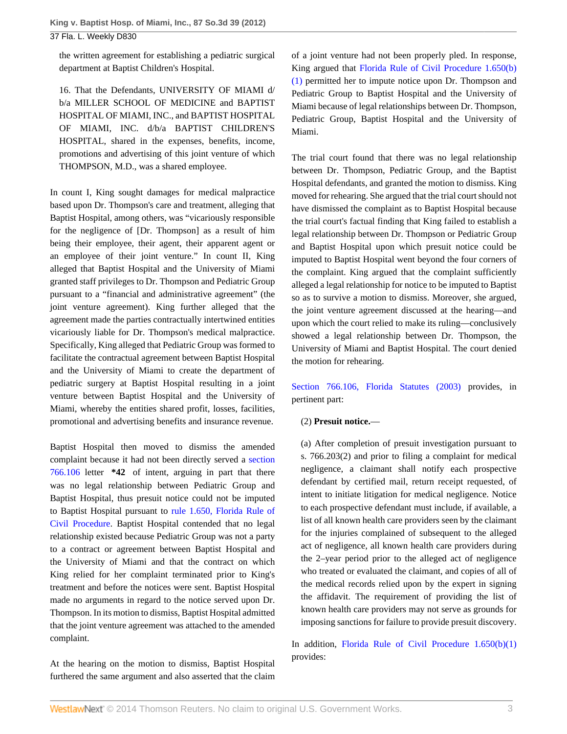the written agreement for establishing a pediatric surgical department at Baptist Children's Hospital.

> 16. That the Defendants, UNIVERSITY OF MIAMI d/b/a MILLER SCHOOL OF MEDICINE and BAPTIST HOSPITAL OF MIAMI, INC., and BAPTIST HOSPITAL OF MIAMI, INC. d/b/a BAPTIST CHILDREN'S HOSPITAL, shared in the expenses, benefits, income, promotions and advertising of this joint venture of which THOMPSON, M.D., was a shared employee.

In count I, King sought damages for medical malpractice based upon Dr. Thompson's care and treatment, alleging that Baptist Hospital, among others, was "vicariously responsible for the negligence of [Dr. Thompson] as a result of him being their employee, their agent, their apparent agent or an employee of their joint venture." In count II, King alleged that Baptist Hospital and the University of Miami granted staff privileges to Dr. Thompson and Pediatric Group pursuant to a "financial and administrative agreement" (the joint venture agreement). King further alleged that the agreement made the parties contractually intertwined entities vicariously liable for Dr. Thompson's medical malpractice. Specifically, King alleged that Pediatric Group was formed to facilitate the contractual agreement between Baptist Hospital and the University of Miami to create the department of pediatric surgery at Baptist Hospital resulting in a joint venture between Baptist Hospital and the University of Miami, whereby the entities shared profit, losses, facilities, promotional and advertising benefits and insurance revenue.

Baptist Hospital then moved to dismiss the amended complaint because it had not been directly served a section 766.106 letter **\*42** of intent, arguing in part that there was no legal relationship between Pediatric Group and Baptist Hospital, thus presuit notice could not be imputed to Baptist Hospital pursuant to rule 1.650, Florida Rule of Civil Procedure. Baptist Hospital contended that no legal relationship existed because Pediatric Group was not a party to a contract or agreement between Baptist Hospital and the University of Miami and that the contract on which King relied for her complaint terminated prior to King's treatment and before the notices were sent. Baptist Hospital made no arguments in regard to the notice served upon Dr. Thompson. In its motion to dismiss, Baptist Hospital admitted that the joint venture agreement was attached to the amended complaint.

At the hearing on the motion to dismiss, Baptist Hospital furthered the same argument and also asserted that the claim of a joint venture had not been properly pled. In response, King argued that Florida Rule of Civil Procedure 1.650(b)(1) permitted her to impute notice upon Dr. Thompson and Pediatric Group to Baptist Hospital and the University of Miami because of legal relationships between Dr. Thompson, Pediatric Group, Baptist Hospital and the University of Miami.

The trial court found that there was no legal relationship between Dr. Thompson, Pediatric Group, and the Baptist Hospital defendants, and granted the motion to dismiss. King moved for rehearing. She argued that the trial court should not have dismissed the complaint as to Baptist Hospital because the trial court's factual finding that King failed to establish a legal relationship between Dr. Thompson or Pediatric Group and Baptist Hospital upon which presuit notice could be imputed to Baptist Hospital went beyond the four corners of the complaint. King argued that the complaint sufficiently alleged a legal relationship for notice to be imputed to Baptist so as to survive a motion to dismiss. Moreover, she argued, the joint venture agreement discussed at the hearing—and upon which the court relied to make its ruling—conclusively showed a legal relationship between Dr. Thompson, the University of Miami and Baptist Hospital. The court denied the motion for rehearing.

Section 766.106, Florida Statutes (2003) provides, in pertinent part:

> (2) **Presuit notice.**—
>
> (a) After completion of presuit investigation pursuant to s. 766.203(2) and prior to filing a complaint for medical negligence, a claimant shall notify each prospective defendant by certified mail, return receipt requested, of intent to initiate litigation for medical negligence. Notice to each prospective defendant must include, if available, a list of all known health care providers seen by the claimant for the injuries complained of subsequent to the alleged act of negligence, all known health care providers during the 2–year period prior to the alleged act of negligence who treated or evaluated the claimant, and copies of all of the medical records relied upon by the expert in signing the affidavit. The requirement of providing the list of known health care providers may not serve as grounds for imposing sanctions for failure to provide presuit discovery.

In addition, Florida Rule of Civil Procedure 1.650(b)(1) provides: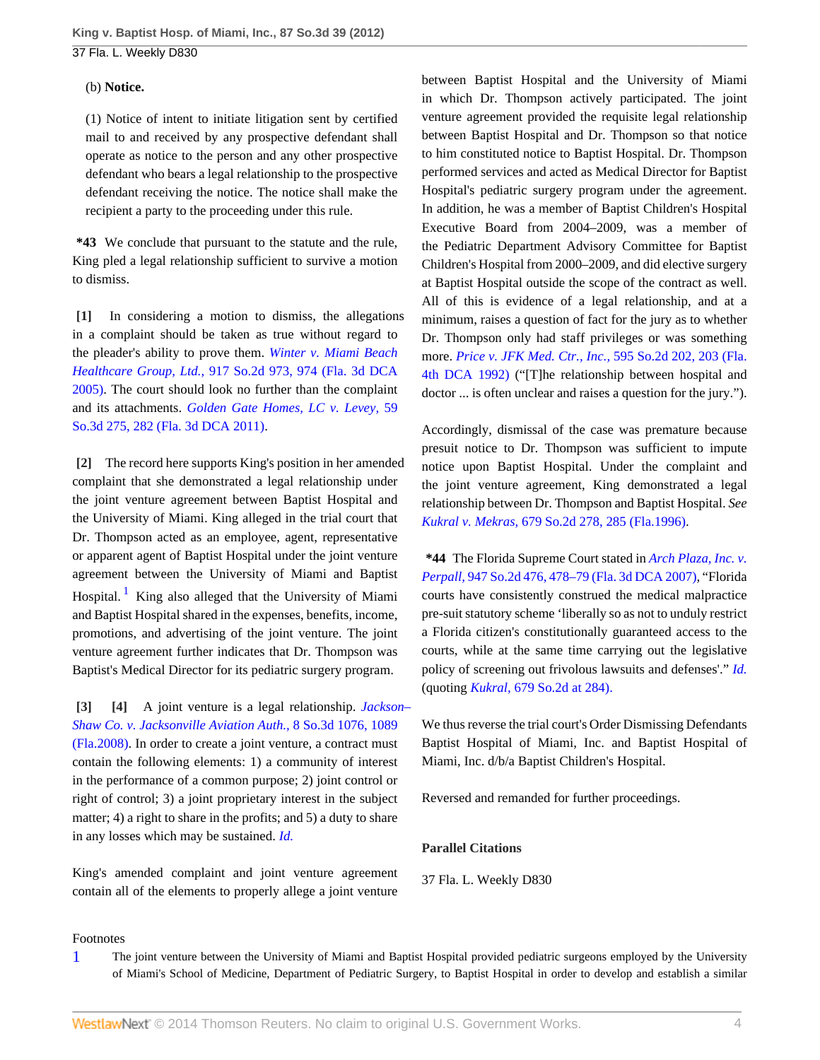(b) **Notice.**

(1) Notice of intent to initiate litigation sent by certified mail to and received by any prospective defendant shall operate as notice to the person and any other prospective defendant who bears a legal relationship to the prospective defendant receiving the notice. The notice shall make the recipient a party to the proceeding under this rule.

**\*43** We conclude that pursuant to the statute and the rule, King pled a legal relationship sufficient to survive a motion to dismiss.

**[1]** In considering a motion to dismiss, the allegations in a complaint should be taken as true without regard to the pleader's ability to prove them. *Winter v. Miami Beach Healthcare Group, Ltd.,* 917 So.2d 973, 974 (Fla. 3d DCA 2005). The court should look no further than the complaint and its attachments. *Golden Gate Homes, LC v. Levey,* 59 So.3d 275, 282 (Fla. 3d DCA 2011).

**[2]** The record here supports King's position in her amended complaint that she demonstrated a legal relationship under the joint venture agreement between Baptist Hospital and the University of Miami. King alleged in the trial court that Dr. Thompson acted as an employee, agent, representative or apparent agent of Baptist Hospital under the joint venture agreement between the University of Miami and Baptist Hospital.[1] King also alleged that the University of Miami and Baptist Hospital shared in the expenses, benefits, income, promotions, and advertising of the joint venture. The joint venture agreement further indicates that Dr. Thompson was Baptist's Medical Director for its pediatric surgery program.

**[3]** **[4]** A joint venture is a legal relationship. *Jackson–Shaw Co. v. Jacksonville Aviation Auth.,* 8 So.3d 1076, 1089 (Fla.2008). In order to create a joint venture, a contract must contain the following elements: 1) a community of interest in the performance of a common purpose; 2) joint control or right of control; 3) a joint proprietary interest in the subject matter; 4) a right to share in the profits; and 5) a duty to share in any losses which may be sustained. *Id.*

King's amended complaint and joint venture agreement contain all of the elements to properly allege a joint venture between Baptist Hospital and the University of Miami in which Dr. Thompson actively participated. The joint venture agreement provided the requisite legal relationship between Baptist Hospital and Dr. Thompson so that notice to him constituted notice to Baptist Hospital. Dr. Thompson performed services and acted as Medical Director for Baptist Hospital's pediatric surgery program under the agreement. In addition, he was a member of Baptist Children's Hospital Executive Board from 2004–2009, was a member of the Pediatric Department Advisory Committee for Baptist Children's Hospital from 2000–2009, and did elective surgery at Baptist Hospital outside the scope of the contract as well. All of this is evidence of a legal relationship, and at a minimum, raises a question of fact for the jury as to whether Dr. Thompson only had staff privileges or was something more. *Price v. JFK Med. Ctr., Inc.,* 595 So.2d 202, 203 (Fla. 4th DCA 1992) ("[T]he relationship between hospital and doctor ... is often unclear and raises a question for the jury.").

Accordingly, dismissal of the case was premature because presuit notice to Dr. Thompson was sufficient to impute notice upon Baptist Hospital. Under the complaint and the joint venture agreement, King demonstrated a legal relationship between Dr. Thompson and Baptist Hospital. *See Kukral v. Mekras,* 679 So.2d 278, 285 (Fla.1996).

**\*44** The Florida Supreme Court stated in *Arch Plaza, Inc. v. Perpall,* 947 So.2d 476, 478–79 (Fla. 3d DCA 2007), "Florida courts have consistently construed the medical malpractice pre-suit statutory scheme 'liberally so as not to unduly restrict a Florida citizen's constitutionally guaranteed access to the courts, while at the same time carrying out the legislative policy of screening out frivolous lawsuits and defenses'." *Id.* (quoting *Kukral,* 679 So.2d at 284).

We thus reverse the trial court's Order Dismissing Defendants Baptist Hospital of Miami, Inc. and Baptist Hospital of Miami, Inc. d/b/a Baptist Children's Hospital.

Reversed and remanded for further proceedings.

**Parallel Citations**

37 Fla. L. Weekly D830

Footnotes

1 The joint venture between the University of Miami and Baptist Hospital provided pediatric surgeons employed by the University of Miami's School of Medicine, Department of Pediatric Surgery, to Baptist Hospital in order to develop and establish a similar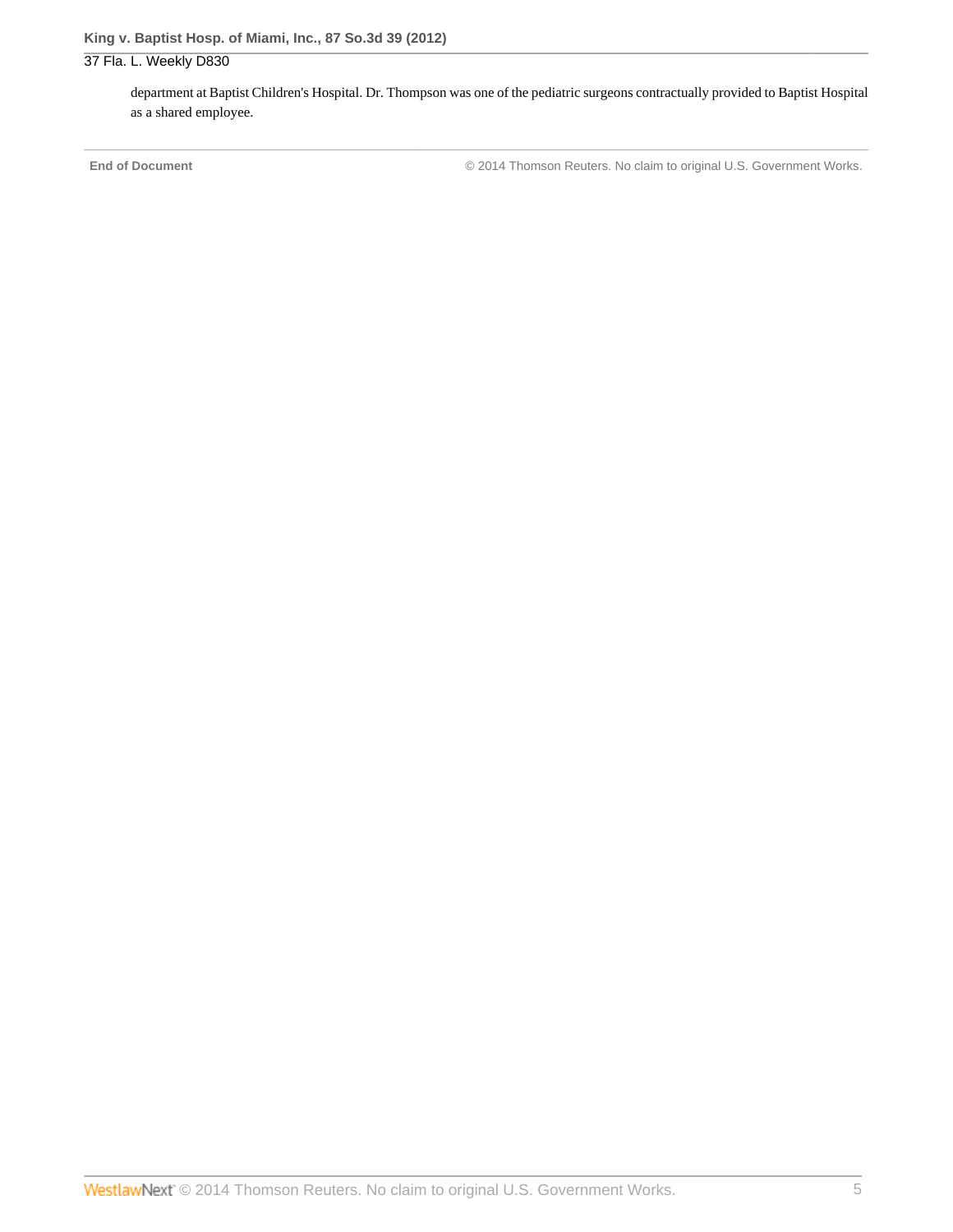department at Baptist Children's Hospital. Dr. Thompson was one of the pediatric surgeons contractually provided to Baptist Hospital as a shared employee.

**End of Document** © 2014 Thomson Reuters. No claim to original U.S. Government Works.